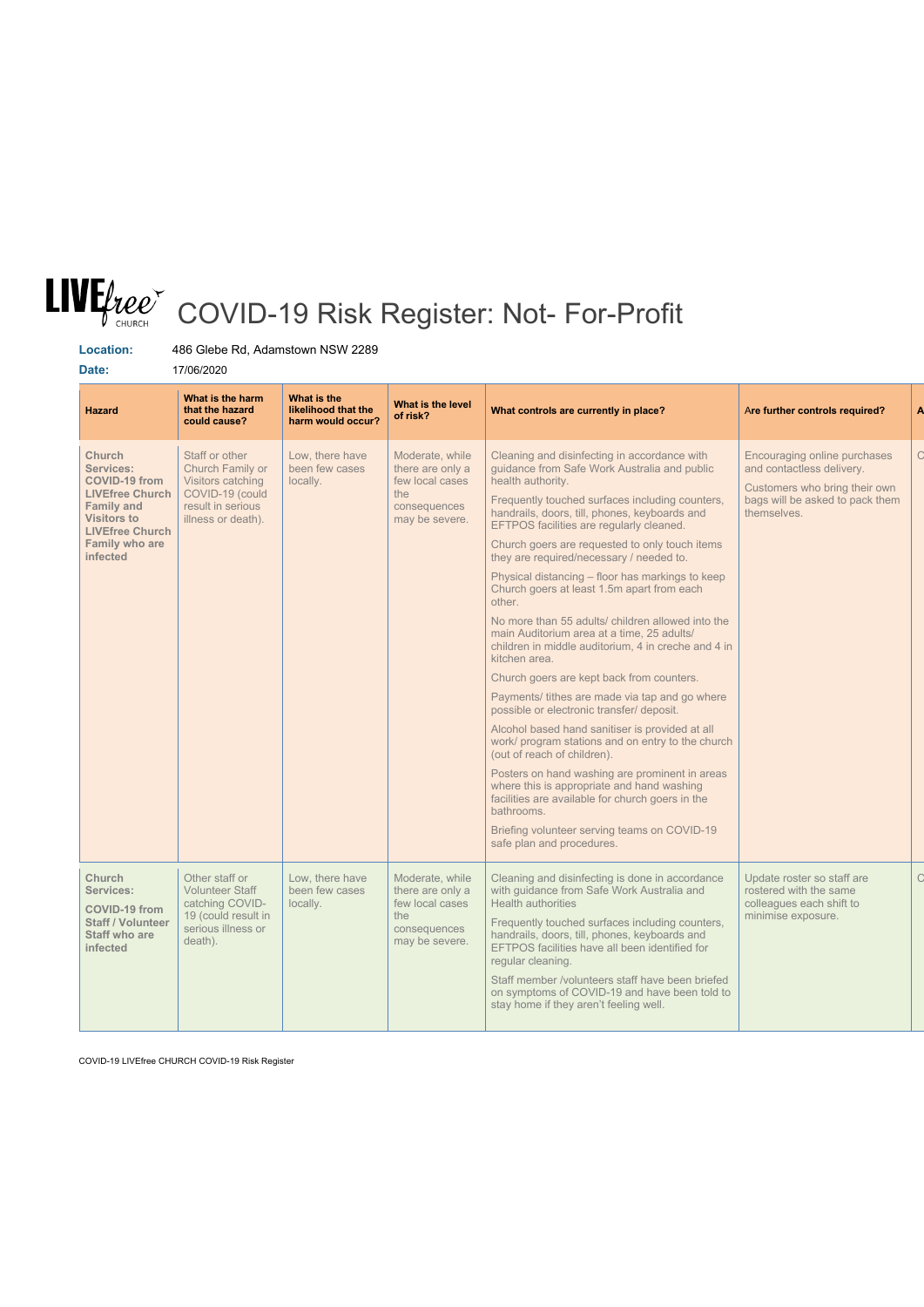# COVID-19 Risk Register: Not- For-Profit

**Location:** 486 Glebe Rd, Adamstown NSW 2289

**Date:** 17/06/2020

| Hazard | What is the harm that the hazard could cause? | What is the likelihood that the harm would occur? | What is the level of risk? | What controls are currently in place? | Are further controls required? | A |
|---|---|---|---|---|---|---|
| **Church Services: COVID-19 from LIVEfree Church Family and Visitors to LIVEfree Church Family who are infected** | Staff or other Church Family or Visitors catching COVID-19 (could result in serious illness or death). | Low, there have been few cases locally. | Moderate, while there are only a few local cases the consequences may be severe. | Cleaning and disinfecting in accordance with guidance from Safe Work Australia and public health authority.<br><br>Frequently touched surfaces including counters, handrails, doors, till, phones, keyboards and EFTPOS facilities are regularly cleaned.<br><br>Church goers are requested to only touch items they are required/necessary / needed to.<br><br>Physical distancing – floor has markings to keep Church goers at least 1.5m apart from each other.<br><br>No more than 55 adults/ children allowed into the main Auditorium area at a time, 25 adults/ children in middle auditorium, 4 in creche and 4 in kitchen area.<br><br>Church goers are kept back from counters.<br><br>Payments/ tithes are made via tap and go where possible or electronic transfer/ deposit.<br><br>Alcohol based hand sanitiser is provided at all work/ program stations and on entry to the church (out of reach of children).<br><br>Posters on hand washing are prominent in areas where this is appropriate and hand washing facilities are available for church goers in the bathrooms.<br><br>Briefing volunteer serving teams on COVID-19 safe plan and procedures. | Encouraging online purchases and contactless delivery.<br><br>Customers who bring their own bags will be asked to pack them themselves. | C |
| **Church Services: COVID-19 from Staff / Volunteer Staff who are infected** | Other staff or Volunteer Staff catching COVID-19 (could result in serious illness or death). | Low, there have been few cases locally. | Moderate, while there are only a few local cases the consequences may be severe. | Cleaning and disinfecting is done in accordance with guidance from Safe Work Australia and Health authorities<br><br>Frequently touched surfaces including counters, handrails, doors, till, phones, keyboards and EFTPOS facilities have all been identified for regular cleaning.<br><br>Staff member /volunteers staff have been briefed on symptoms of COVID-19 and have been told to stay home if they aren't feeling well. | Update roster so staff are rostered with the same colleagues each shift to minimise exposure. | C |

COVID-19 LIVEfree CHURCH COVID-19 Risk Register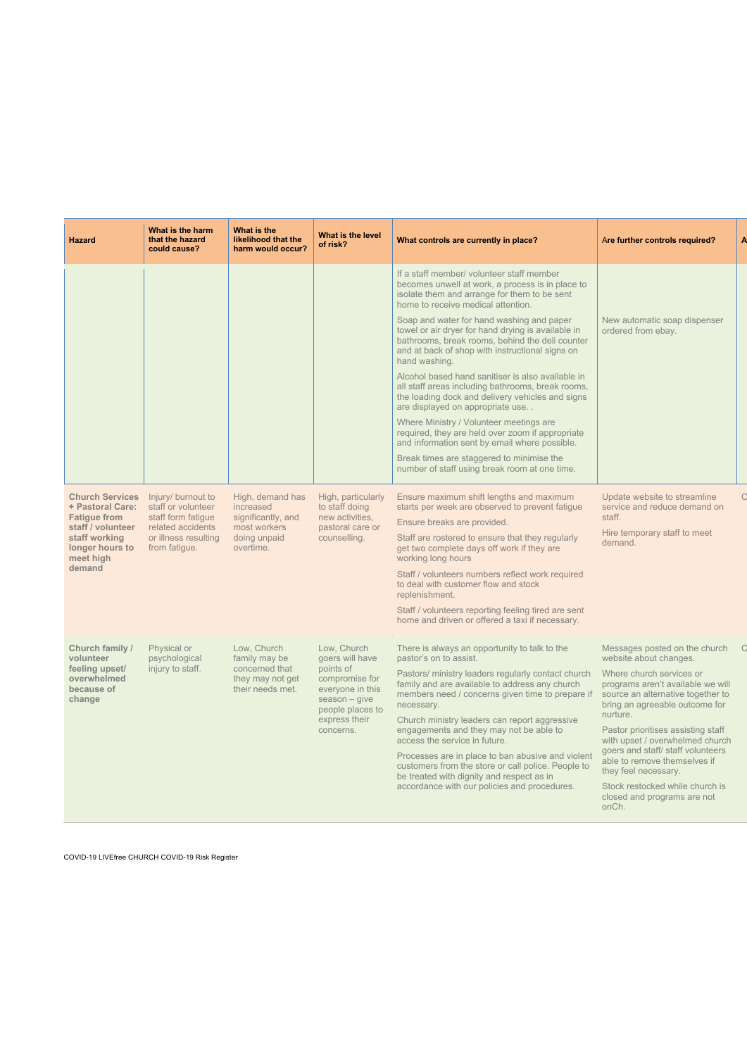| Hazard | What is the harm that the hazard could cause? | What is the likelihood that the harm would occur? | What is the level of risk? | What controls are currently in place? | Are further controls required? | A |
|---|---|---|---|---|---|---|
| | | | | If a staff member/ volunteer staff member becomes unwell at work, a process is in place to isolate them and arrange for them to be sent home to receive medical attention.<br><br>Soap and water for hand washing and paper towel or air dryer for hand drying is available in bathrooms, break rooms, behind the deli counter and at back of shop with instructional signs on hand washing.<br><br>Alcohol based hand sanitiser is also available in all staff areas including bathrooms, break rooms, the loading dock and delivery vehicles and signs are displayed on appropriate use. .<br><br>Where Ministry / Volunteer meetings are required, they are held over zoom if appropriate and information sent by email where possible.<br><br>Break times are staggered to minimise the number of staff using break room at one time. | New automatic soap dispenser ordered from ebay. | |
| **Church Services + Pastoral Care: Fatigue from staff / volunteer staff working longer hours to meet high demand** | Injury/ burnout to staff or volunteer staff form fatigue related accidents or illness resulting from fatigue. | High, demand has increased significantly, and most workers doing unpaid overtime. | High, particularly to staff doing new activities, pastoral care or counselling. | Ensure maximum shift lengths and maximum starts per week are observed to prevent fatigue<br><br>Ensure breaks are provided.<br><br>Staff are rostered to ensure that they regularly get two complete days off work if they are working long hours<br><br>Staff / volunteers numbers reflect work required to deal with customer flow and stock replenishment.<br><br>Staff / volunteers reporting feeling tired are sent home and driven or offered a taxi if necessary. | Update website to streamline service and reduce demand on staff.<br><br>Hire temporary staff to meet demand. | C |
| **Church family / volunteer feeling upset/ overwhelmed because of change** | Physical or psychological injury to staff. | Low, Church family may be concerned that they may not get their needs met. | Low, Church goers will have points of compromise for everyone in this season – give people places to express their concerns. | There is always an opportunity to talk to the pastor's on to assist.<br><br>Pastors/ ministry leaders regularly contact church family and are available to address any church members need / concerns given time to prepare if necessary.<br><br>Church ministry leaders can report aggressive engagements and they may not be able to access the service in future.<br><br>Processes are in place to ban abusive and violent customers from the store or call police. People to be treated with dignity and respect as in accordance with our policies and procedures. | Messages posted on the church website about changes.<br><br>Where church services or programs aren't available we will source an alternative together to bring an agreeable outcome for nurture.<br><br>Pastor prioritises assisting staff with upset / overwhelmed church goers and staff/ staff volunteers able to remove themselves if they feel necessary.<br><br>Stock restocked while church is closed and programs are not onCh. | C |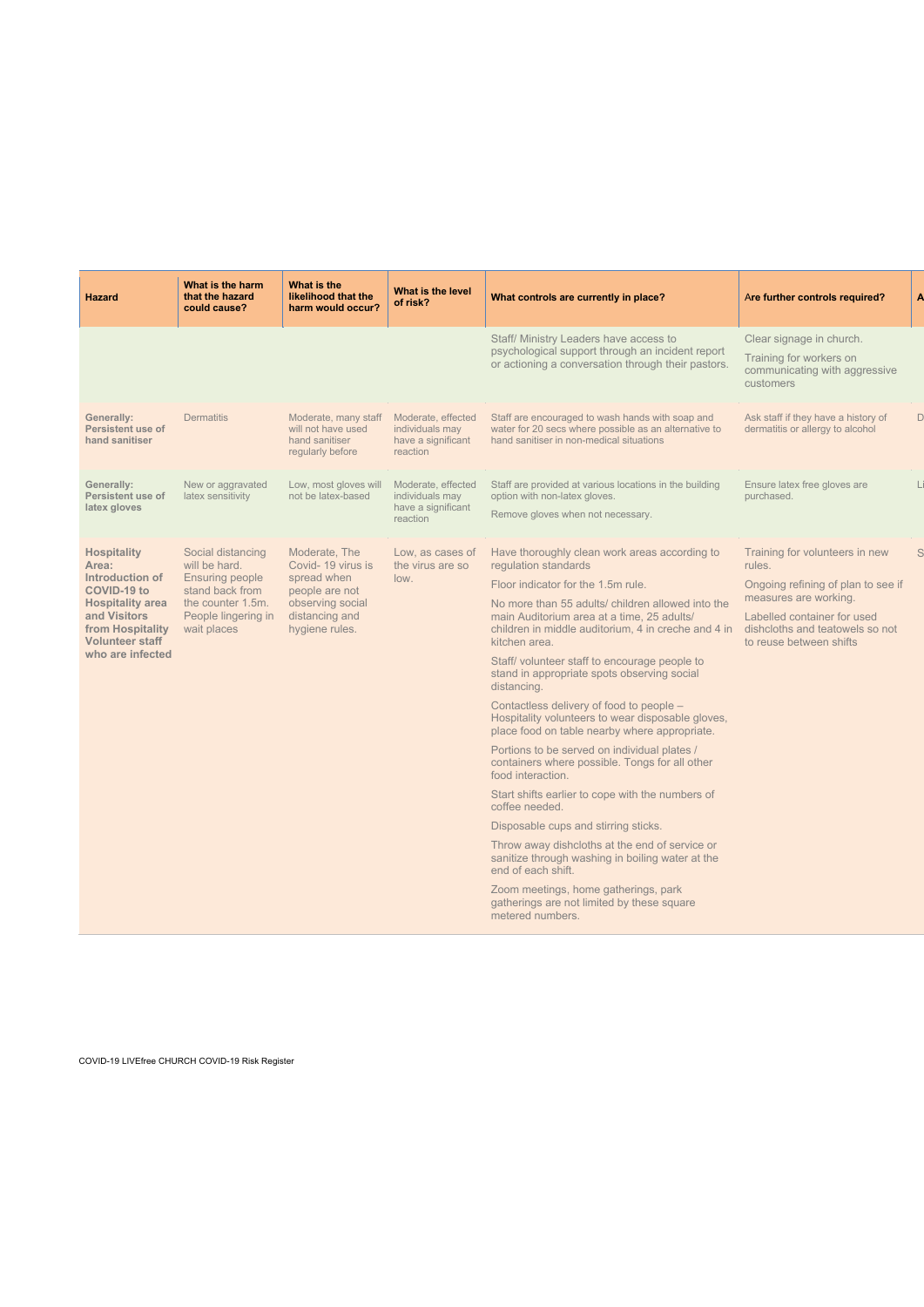| Hazard | What is the harm that the hazard could cause? | What is the likelihood that the harm would occur? | What is the level of risk? | What controls are currently in place? | Are further controls required? | A |
|---|---|---|---|---|---|---|
| | | | | Staff/ Ministry Leaders have access to psychological support through an incident report or actioning a conversation through their pastors. | Clear signage in church.<br><br>Training for workers on communicating with aggressive customers | |
| **Generally: Persistent use of hand sanitiser** | Dermatitis | Moderate, many staff will not have used hand sanitiser regularly before | Moderate, effected individuals may have a significant reaction | Staff are encouraged to wash hands with soap and water for 20 secs where possible as an alternative to hand sanitiser in non-medical situations | Ask staff if they have a history of dermatitis or allergy to alcohol | D |
| **Generally: Persistent use of latex gloves** | New or aggravated latex sensitivity | Low, most gloves will not be latex-based | Moderate, effected individuals may have a significant reaction | Staff are provided at various locations in the building option with non-latex gloves.<br><br>Remove gloves when not necessary. | Ensure latex free gloves are purchased. | Li |
| **Hospitality Area: Introduction of COVID-19 to Hospitality area and Visitors from Hospitality Volunteer staff who are infected** | Social distancing will be hard. Ensuring people stand back from the counter 1.5m. People lingering in wait places | Moderate, The Covid- 19 virus is spread when people are not observing social distancing and hygiene rules. | Low, as cases of the virus are so low. | Have thoroughly clean work areas according to regulation standards<br><br>Floor indicator for the 1.5m rule.<br><br>No more than 55 adults/ children allowed into the main Auditorium area at a time, 25 adults/ children in middle auditorium, 4 in creche and 4 in kitchen area.<br><br>Staff/ volunteer staff to encourage people to stand in appropriate spots observing social distancing.<br><br>Contactless delivery of food to people – Hospitality volunteers to wear disposable gloves, place food on table nearby where appropriate.<br><br>Portions to be served on individual plates / containers where possible. Tongs for all other food interaction.<br><br>Start shifts earlier to cope with the numbers of coffee needed.<br><br>Disposable cups and stirring sticks.<br><br>Throw away dishcloths at the end of service or sanitize through washing in boiling water at the end of each shift.<br><br>Zoom meetings, home gatherings, park gatherings are not limited by these square metered numbers. | Training for volunteers in new rules.<br><br>Ongoing refining of plan to see if measures are working.<br><br>Labelled container for used dishcloths and teatowels so not to reuse between shifts | S |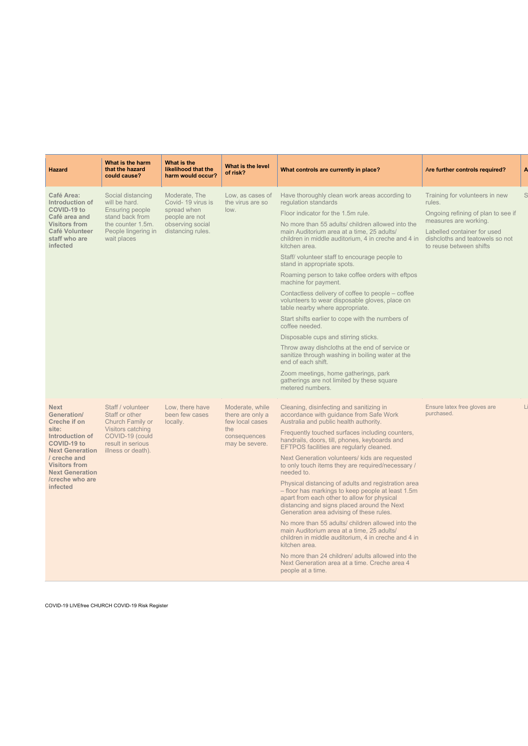| Hazard | What is the harm that the hazard could cause? | What is the likelihood that the harm would occur? | What is the level of risk? | What controls are currently in place? | Are further controls required? | A |
|---|---|---|---|---|---|---|
| **Café Area: Introduction of COVID-19 to Café area and Visitors from Café Volunteer staff who are infected** | Social distancing will be hard. Ensuring people stand back from the counter 1.5m. People lingering in wait places | Moderate, The Covid- 19 virus is spread when people are not observing social distancing rules. | Low, as cases of the virus are so low. | Have thoroughly clean work areas according to regulation standards<br>Floor indicator for the 1.5m rule.<br>No more than 55 adults/ children allowed into the main Auditorium area at a time, 25 adults/ children in middle auditorium, 4 in creche and 4 in kitchen area.<br>Staff/ volunteer staff to encourage people to stand in appropriate spots.<br>Roaming person to take coffee orders with eftpos machine for payment.<br>Contactless delivery of coffee to people – coffee volunteers to wear disposable gloves, place on table nearby where appropriate.<br>Start shifts earlier to cope with the numbers of coffee needed.<br>Disposable cups and stirring sticks.<br>Throw away dishcloths at the end of service or sanitize through washing in boiling water at the end of each shift.<br>Zoom meetings, home gatherings, park gatherings are not limited by these square metered numbers. | Training for volunteers in new rules.<br>Ongoing refining of plan to see if measures are working.<br>Labelled container for used dishcloths and teatowels so not to reuse between shifts | S |
| **Next Generation/ Creche if on site: Introduction of COVID-19 to Next Generation / creche and Visitors from Next Generation /creche who are infected** | Staff / volunteer Staff or other Church Family or Visitors catching COVID-19 (could result in serious illness or death). | Low, there have been few cases locally. | Moderate, while there are only a few local cases the consequences may be severe. | Cleaning, disinfecting and sanitizing in accordance with guidance from Safe Work Australia and public health authority.<br>Frequently touched surfaces including counters, handrails, doors, till, phones, keyboards and EFTPOS facilities are regularly cleaned.<br>Next Generation volunteers/ kids are requested to only touch items they are required/necessary / needed to.<br>Physical distancing of adults and registration area – floor has markings to keep people at least 1.5m apart from each other to allow for physical distancing and signs placed around the Next Generation area advising of these rules.<br>No more than 55 adults/ children allowed into the main Auditorium area at a time, 25 adults/ children in middle auditorium, 4 in creche and 4 in kitchen area.<br>No more than 24 children/ adults allowed into the Next Generation area at a time. Creche area 4 people at a time. | Ensure latex free gloves are purchased. | Li |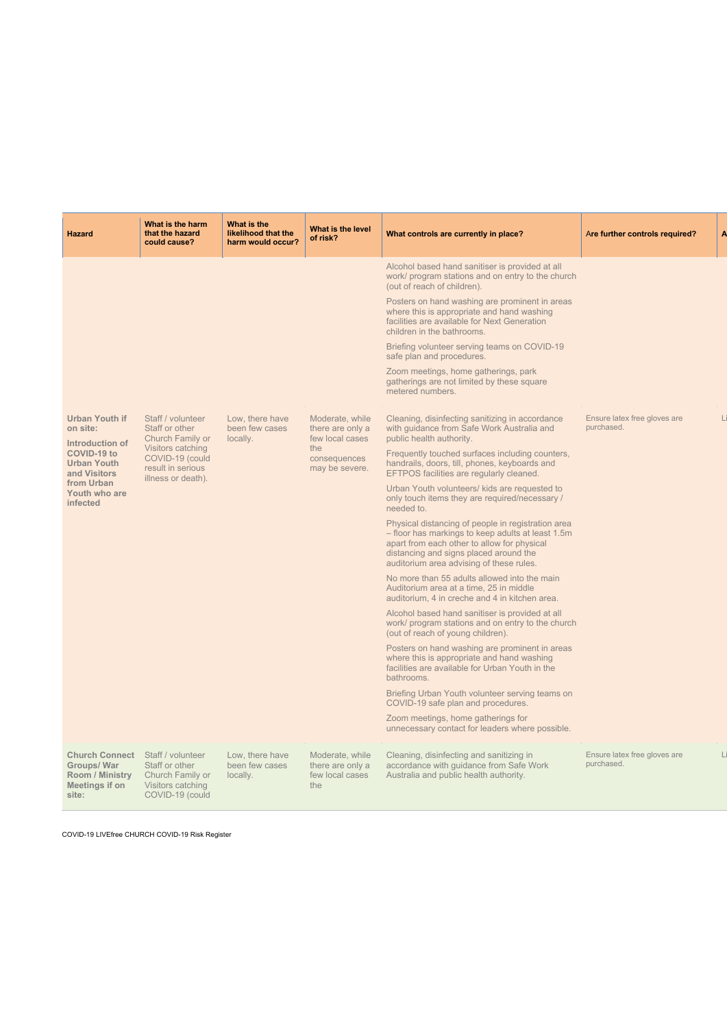| Hazard | What is the harm that the hazard could cause? | What is the likelihood that the harm would occur? | What is the level of risk? | What controls are currently in place? | Are further controls required? | A |
|---|---|---|---|---|---|---|
| | | | | Alcohol based hand sanitiser is provided at all work/ program stations and on entry to the church (out of reach of children).<br><br>Posters on hand washing are prominent in areas where this is appropriate and hand washing facilities are available for Next Generation children in the bathrooms.<br><br>Briefing volunteer serving teams on COVID-19 safe plan and procedures.<br><br>Zoom meetings, home gatherings, park gatherings are not limited by these square metered numbers. | | |
| **Urban Youth if on site:**<br><br>**Introduction of COVID-19 to Urban Youth and Visitors from Urban Youth who are infected** | Staff / volunteer Staff or other Church Family or Visitors catching COVID-19 (could result in serious illness or death). | Low, there have been few cases locally. | Moderate, while there are only a few local cases the consequences may be severe. | Cleaning, disinfecting sanitizing in accordance with guidance from Safe Work Australia and public health authority.<br><br>Frequently touched surfaces including counters, handrails, doors, till, phones, keyboards and EFTPOS facilities are regularly cleaned.<br><br>Urban Youth volunteers/ kids are requested to only touch items they are required/necessary / needed to.<br><br>Physical distancing of people in registration area – floor has markings to keep adults at least 1.5m apart from each other to allow for physical distancing and signs placed around the auditorium area advising of these rules.<br><br>No more than 55 adults allowed into the main Auditorium area at a time, 25 in middle auditorium, 4 in creche and 4 in kitchen area.<br><br>Alcohol based hand sanitiser is provided at all work/ program stations and on entry to the church (out of reach of young children).<br><br>Posters on hand washing are prominent in areas where this is appropriate and hand washing facilities are available for Urban Youth in the bathrooms.<br><br>Briefing Urban Youth volunteer serving teams on COVID-19 safe plan and procedures.<br><br>Zoom meetings, home gatherings for unnecessary contact for leaders where possible. | Ensure latex free gloves are purchased. | Li |
| **Church Connect Groups/ War Room / Ministry Meetings if on site:** | Staff / volunteer Staff or other Church Family or Visitors catching COVID-19 (could | Low, there have been few cases locally. | Moderate, while there are only a few local cases the | Cleaning, disinfecting and sanitizing in accordance with guidance from Safe Work Australia and public health authority. | Ensure latex free gloves are purchased. | Li |

COVID-19 LIVEfree CHURCH COVID-19 Risk Register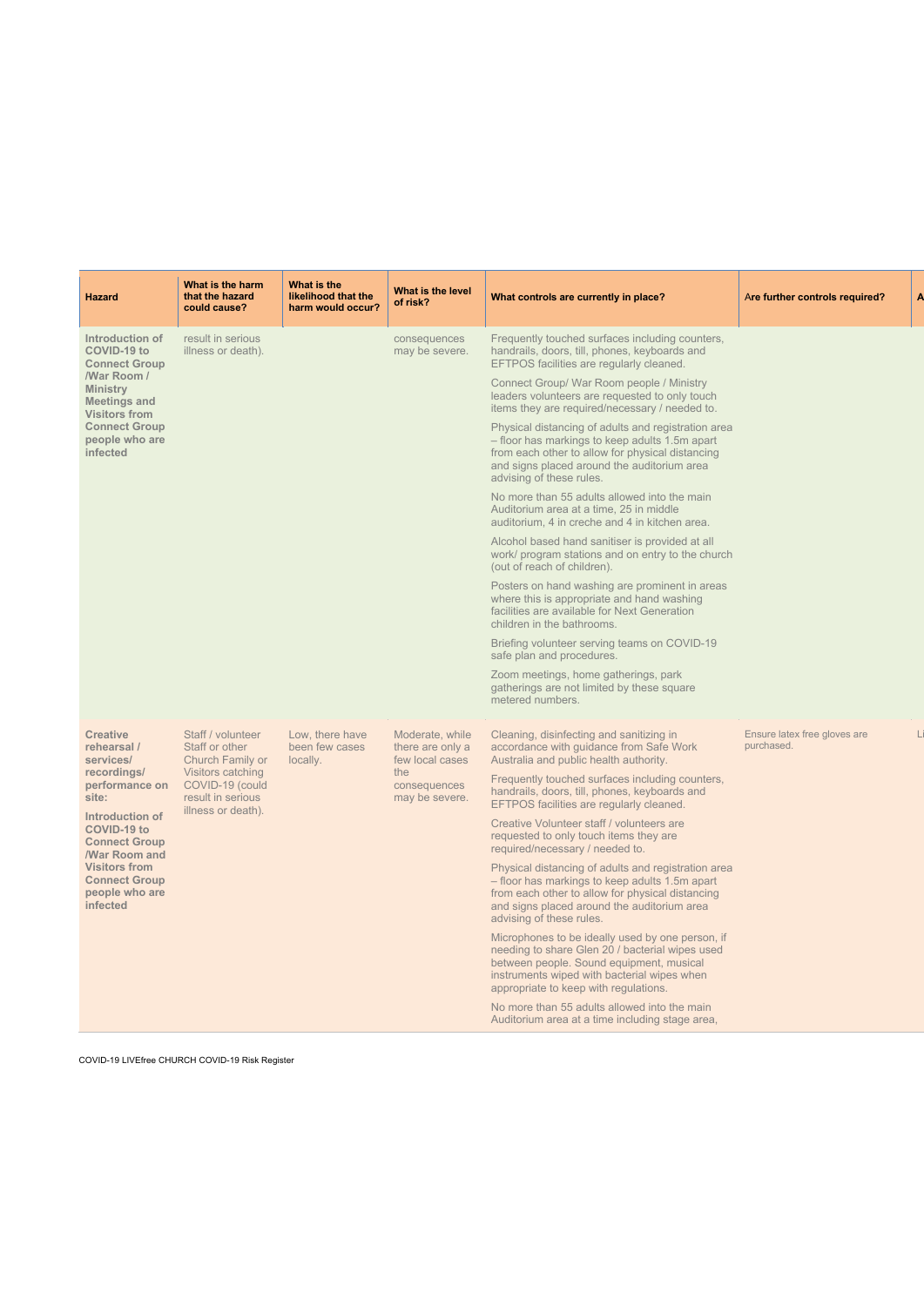| Hazard | What is the harm that the hazard could cause? | What is the likelihood that the harm would occur? | What is the level of risk? | What controls are currently in place? | Are further controls required? | A |
|---|---|---|---|---|---|---|
| **Introduction of COVID-19 to Connect Group /War Room / Ministry Meetings and Visitors from Connect Group people who are infected** | result in serious illness or death). | | consequences may be severe. | Frequently touched surfaces including counters, handrails, doors, till, phones, keyboards and EFTPOS facilities are regularly cleaned.<br><br>Connect Group/ War Room people / Ministry leaders volunteers are requested to only touch items they are required/necessary / needed to.<br><br>Physical distancing of adults and registration area – floor has markings to keep adults 1.5m apart from each other to allow for physical distancing and signs placed around the auditorium area advising of these rules.<br><br>No more than 55 adults allowed into the main Auditorium area at a time, 25 in middle auditorium, 4 in creche and 4 in kitchen area.<br><br>Alcohol based hand sanitiser is provided at all work/ program stations and on entry to the church (out of reach of children).<br><br>Posters on hand washing are prominent in areas where this is appropriate and hand washing facilities are available for Next Generation children in the bathrooms.<br><br>Briefing volunteer serving teams on COVID-19 safe plan and procedures.<br><br>Zoom meetings, home gatherings, park gatherings are not limited by these square metered numbers. | | |
| **Creative rehearsal / services/ recordings/ performance on site:**<br><br>**Introduction of COVID-19 to Connect Group /War Room and Visitors from Connect Group people who are infected** | Staff / volunteer Staff or other Church Family or Visitors catching COVID-19 (could result in serious illness or death). | Low, there have been few cases locally. | Moderate, while there are only a few local cases the consequences may be severe. | Cleaning, disinfecting and sanitizing in accordance with guidance from Safe Work Australia and public health authority.<br><br>Frequently touched surfaces including counters, handrails, doors, till, phones, keyboards and EFTPOS facilities are regularly cleaned.<br><br>Creative Volunteer staff / volunteers are requested to only touch items they are required/necessary / needed to.<br><br>Physical distancing of adults and registration area – floor has markings to keep adults 1.5m apart from each other to allow for physical distancing and signs placed around the auditorium area advising of these rules.<br><br>Microphones to be ideally used by one person, if needing to share Glen 20 / bacterial wipes used between people. Sound equipment, musical instruments wiped with bacterial wipes when appropriate to keep with regulations.<br><br>No more than 55 adults allowed into the main Auditorium area at a time including stage area, | Ensure latex free gloves are purchased. | Li |

COVID-19 LIVEfree CHURCH COVID-19 Risk Register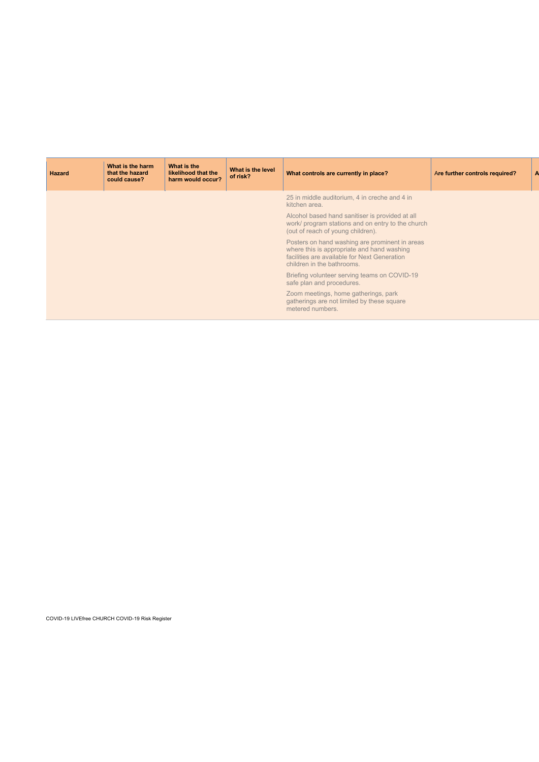| Hazard | What is the harm that the hazard could cause? | What is the likelihood that the harm would occur? | What is the level of risk? | What controls are currently in place? | Are further controls required? | A |
|---|---|---|---|---|---|---|
| | | | | 25 in middle auditorium, 4 in creche and 4 in kitchen area.<br><br>Alcohol based hand sanitiser is provided at all work/ program stations and on entry to the church (out of reach of young children).<br><br>Posters on hand washing are prominent in areas where this is appropriate and hand washing facilities are available for Next Generation children in the bathrooms.<br><br>Briefing volunteer serving teams on COVID-19 safe plan and procedures.<br><br>Zoom meetings, home gatherings, park gatherings are not limited by these square metered numbers. | | |